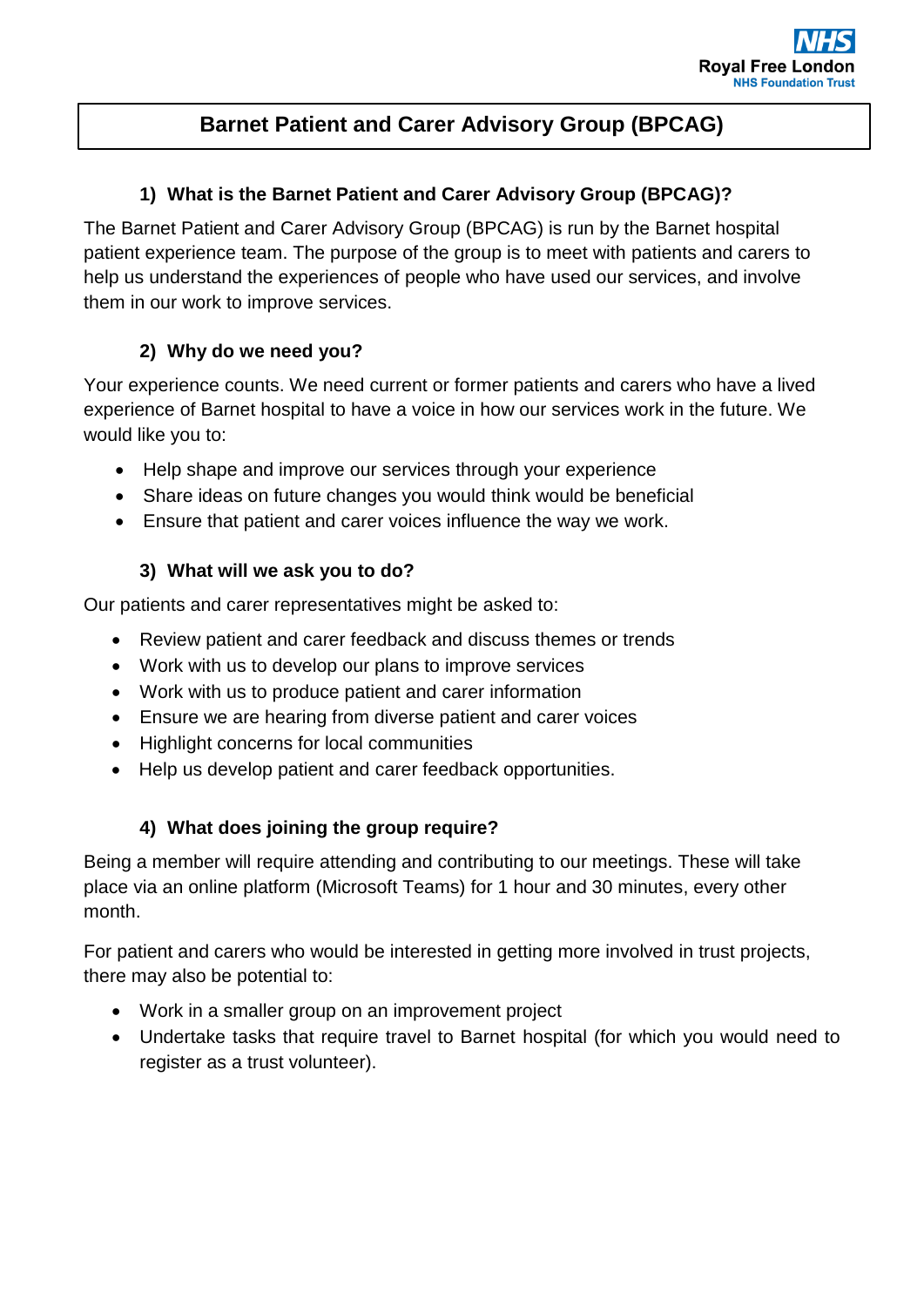# Barnet Patient and Carer Advisory Group (BPCAG)

## 1) What is the Barnet Patient and Carer Advisory Group (BPCAG)?

The Barnet Patient and Carer Advisory Group (BPCAG) is run by the Barnet hospital patient experience team. The purpose of the group is to meet with patients and carers to help us understand the experiences of people who have used our services, and involve them in our work to improve services.

## 2) Why do we need you?

Your experience counts. We need current or former patients and carers who have a lived experience of Barnet hospital to have a voice in how our services work in the future. We would like you to:

- Help shape and improve our services through your experience
- Share ideas on future changes you would think would be beneficial
- Ensure that patient and carer voices influence the way we work.

## 3) What will we ask you to do?

Our patients and carer representatives might be asked to:

- Review patient and carer feedback and discuss themes or trends
- Work with us to develop our plans to improve services
- Work with us to produce patient and carer information
- Ensure we are hearing from diverse patient and carer voices
- Highlight concerns for local communities
- Help us develop patient and carer feedback opportunities.

## 4) What does joining the group require?

Being a member will require attending and contributing to our meetings. These will take place via an online platform (Microsoft Teams) for 1 hour and 30 minutes, every other month.

For patient and carers who would be interested in getting more involved in trust projects, there may also be potential to:

- Work in a smaller group on an improvement project
- Undertake tasks that require travel to Barnet hospital (for which you would need to register as a trust volunteer).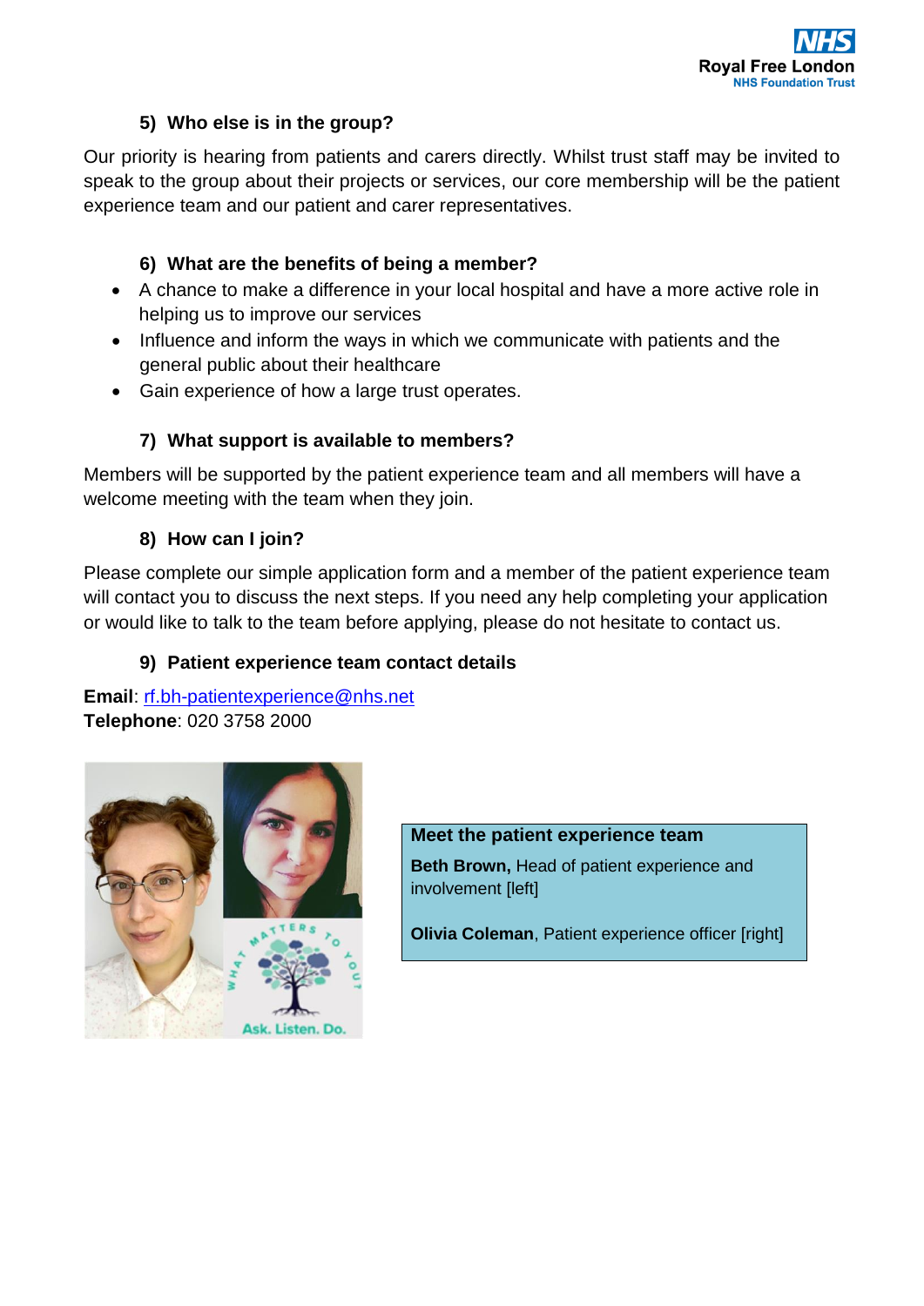### 5) Who else is in the group?

Our priority is hearing from patients and carers directly. Whilst trust staff may be invited to speak to the group about their projects or services, our core membership will be the patient experience team and our patient and carer representatives.

### 6) What are the benefits of being a member?

- A chance to make a difference in your local hospital and have a more active role in helping us to improve our services
- Influence and inform the ways in which we communicate with patients and the general public about their healthcare
- Gain experience of how a large trust operates.

### 7) What support is available to members?

Members will be supported by the patient experience team and all members will have a welcome meeting with the team when they join.

### 8) How can I join?

Please complete our simple application form and a member of the patient experience team will contact you to discuss the next steps. If you need any help completing your application or would like to talk to the team before applying, please do not hesitate to contact us.

### 9) Patient experience team contact details

**Email**: rf.bh-patientexperience@nhs.net
**Telephone**: 020 3758 2000

**Meet the patient experience team**

**Beth Brown,** Head of patient experience and involvement [left]

**Olivia Coleman**, Patient experience officer [right]